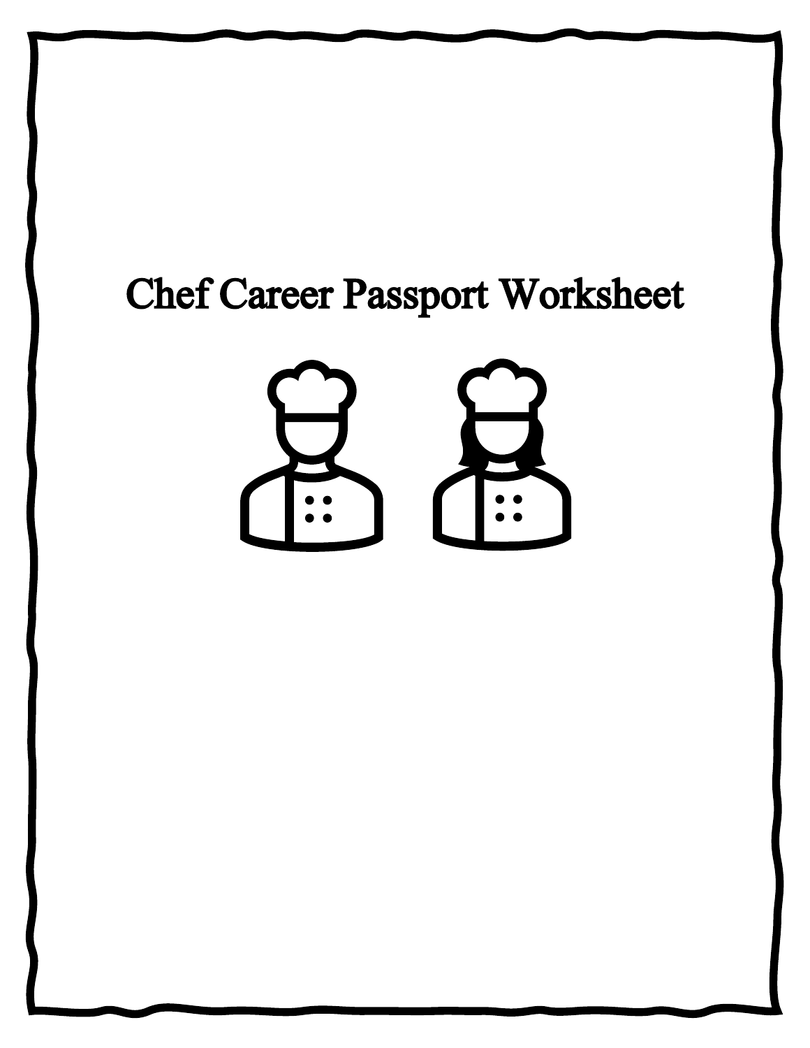# Chef Career Passport Worksheet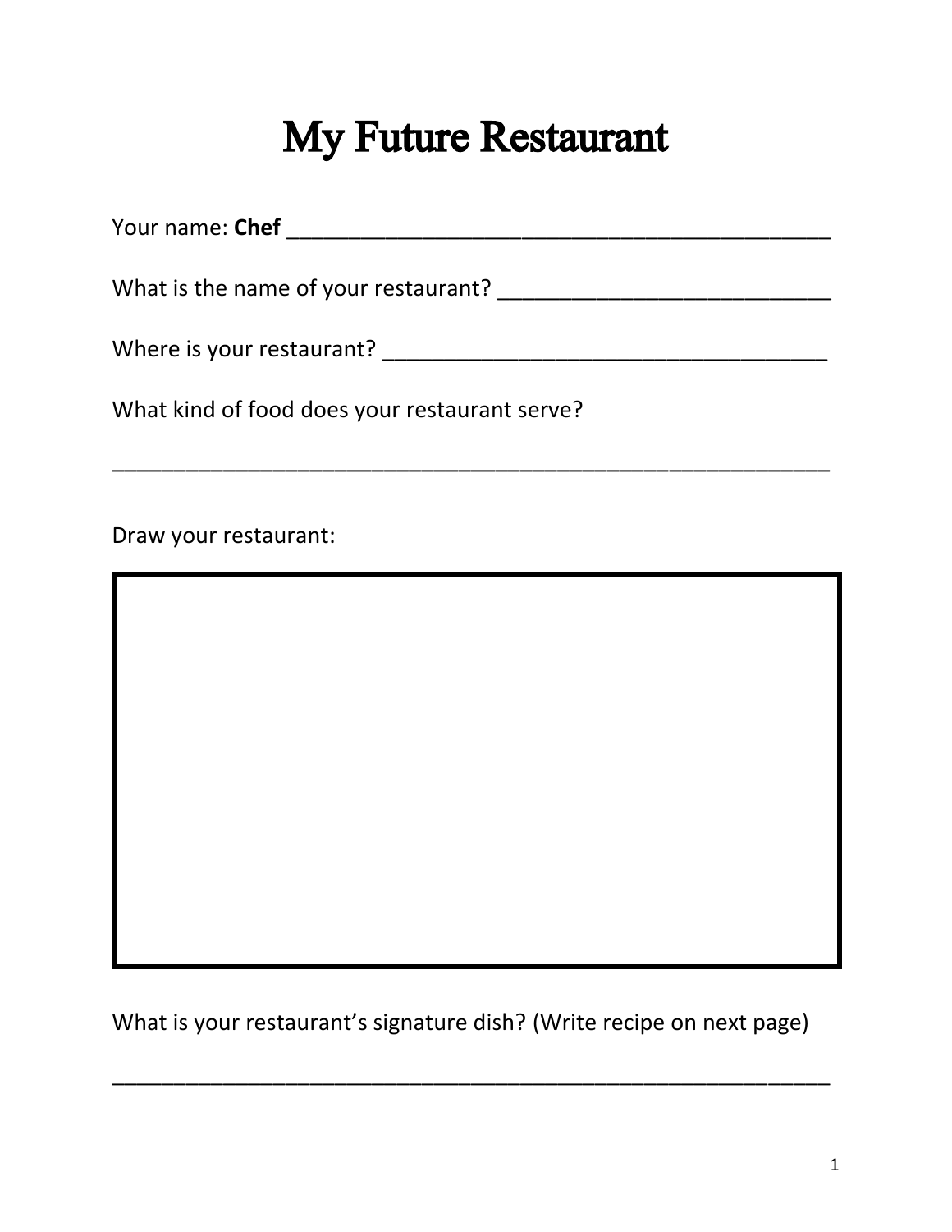# My Future Restaurant

Your name: **Chef** ______________________________________________

What is the name of your restaurant? ___________________________

Where is your restaurant? _____________________________________

What kind of food does your restaurant serve?

______________________________________________________________

Draw your restaurant:

What is your restaurant's signature dish? (Write recipe on next page)

______________________________________________________________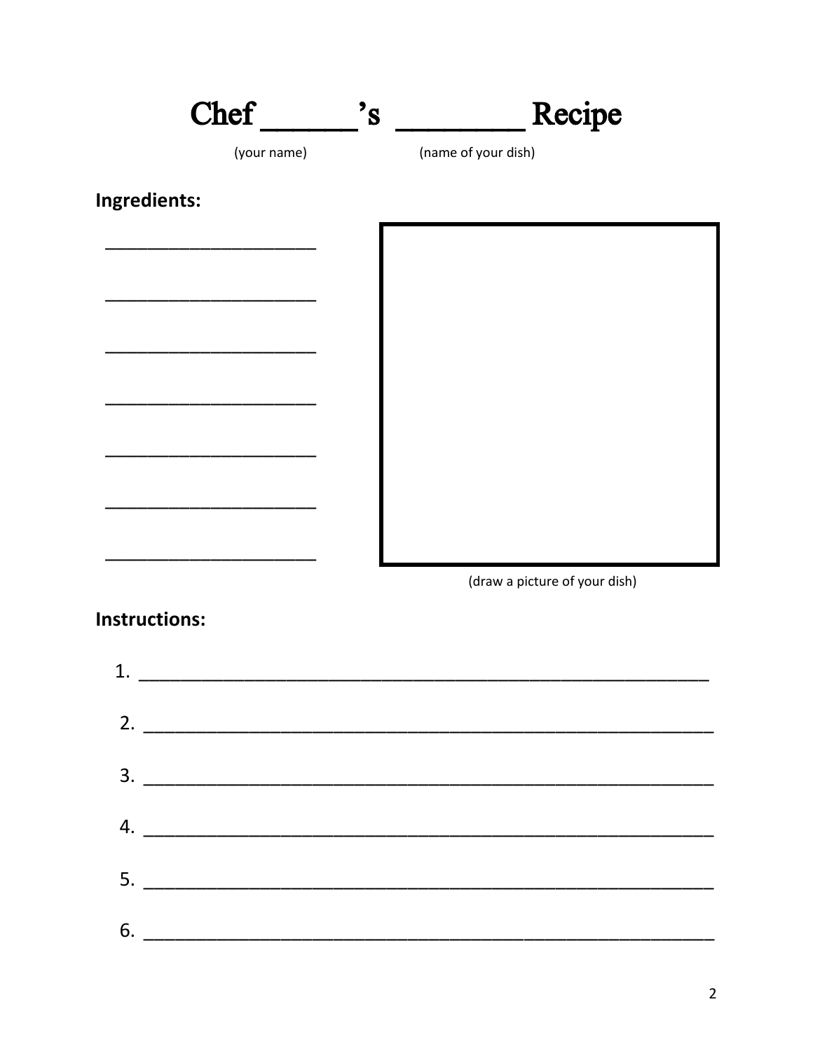# Chef ______'s ________ Recipe

(your name) (name of your dish)

**Ingredients:**

____________________

____________________

____________________

____________________

____________________

____________________

____________________

(draw a picture of your dish)

**Instructions:**

1. ______________________________________________________
2. ______________________________________________________
3. ______________________________________________________
4. ______________________________________________________
5. ______________________________________________________
6. ______________________________________________________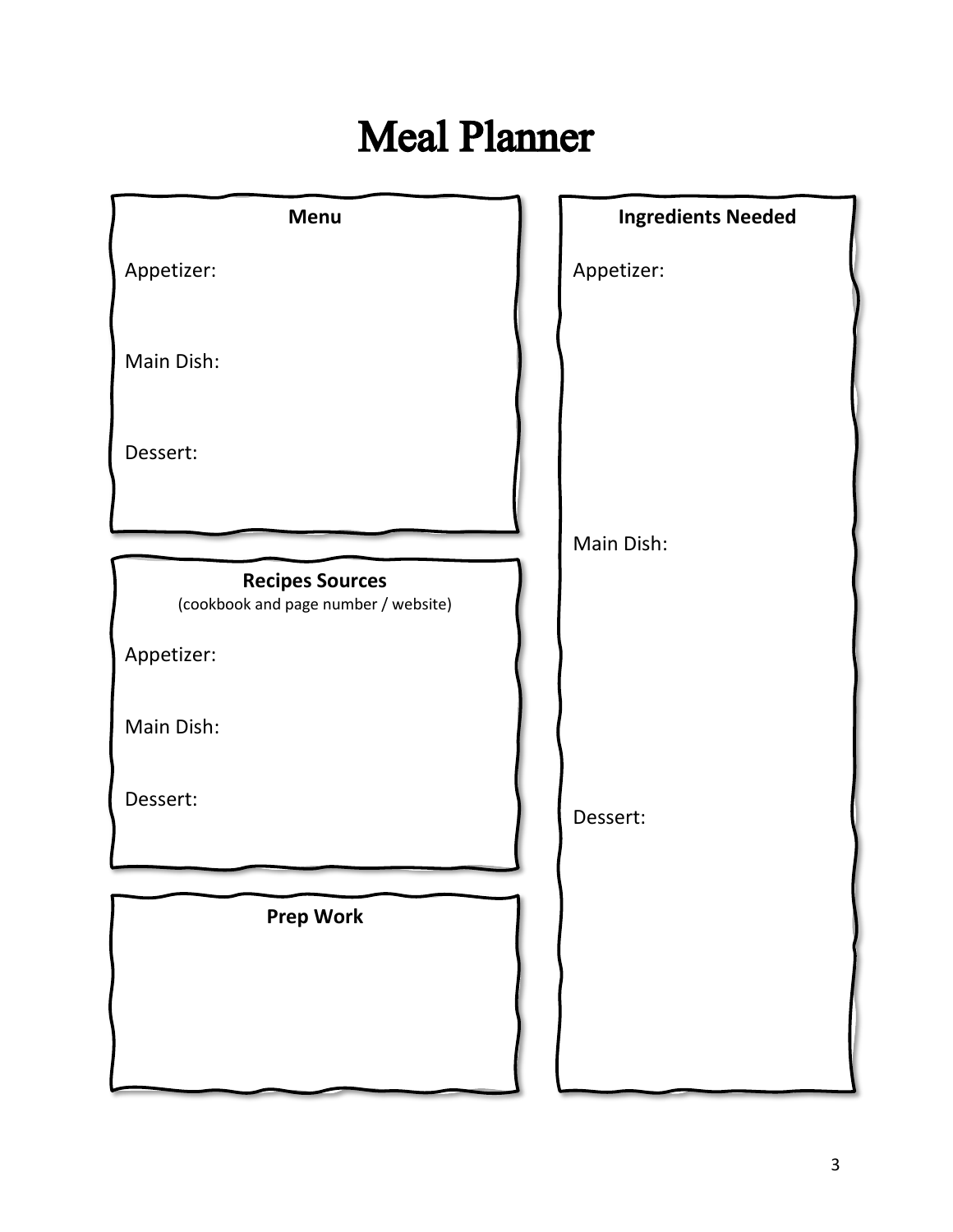# Meal Planner

**Menu**

Appetizer:

Main Dish:

Dessert:

**Recipes Sources**
(cookbook and page number / website)

Appetizer:

Main Dish:

Dessert:

**Prep Work**

**Ingredients Needed**

Appetizer:

Main Dish:

Dessert: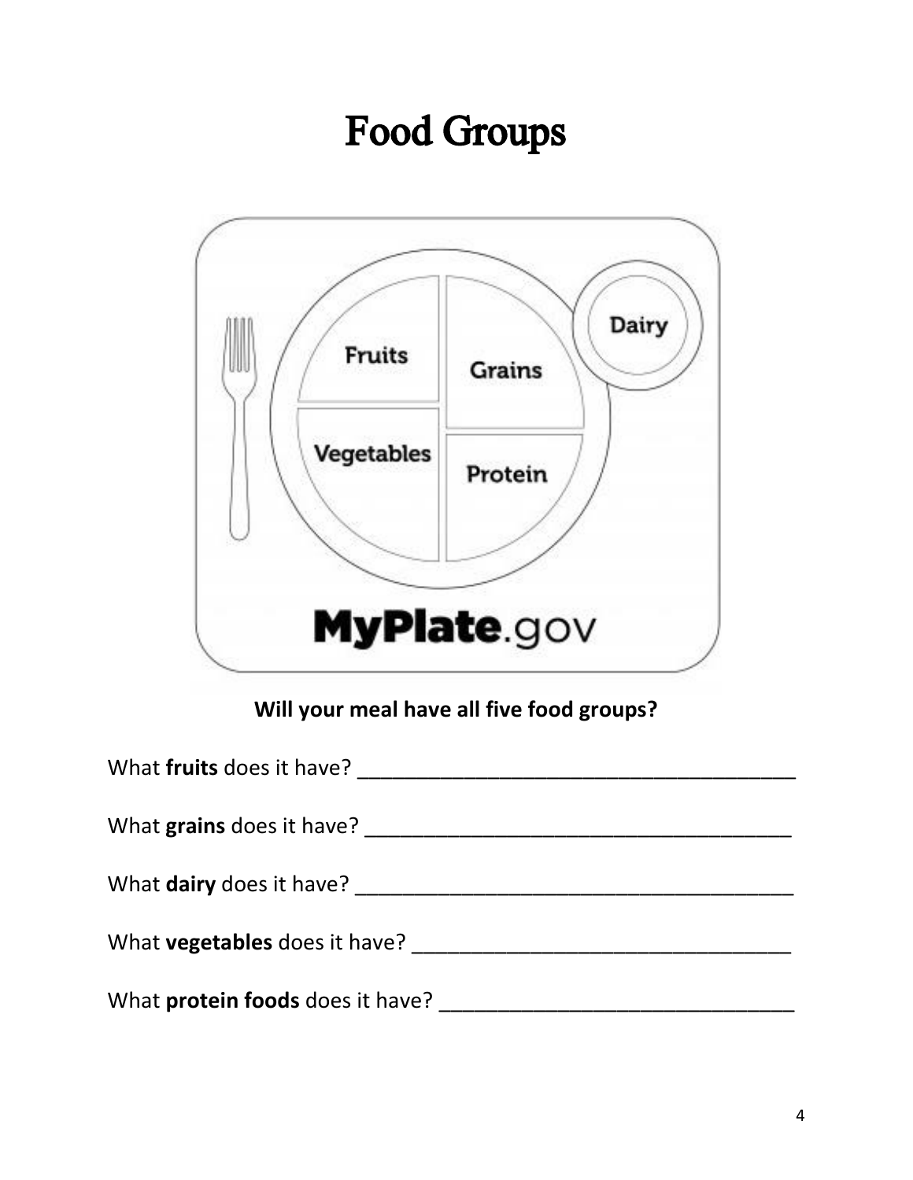# Food Groups

Fruits

Grains

Dairy

Vegetables

Protein

MyPlate.gov

**Will your meal have all five food groups?**

What **fruits** does it have? ______________________________________

What **grains** does it have? _____________________________________

What **dairy** does it have? ______________________________________

What **vegetables** does it have? _________________________________

What **protein foods** does it have? ______________________________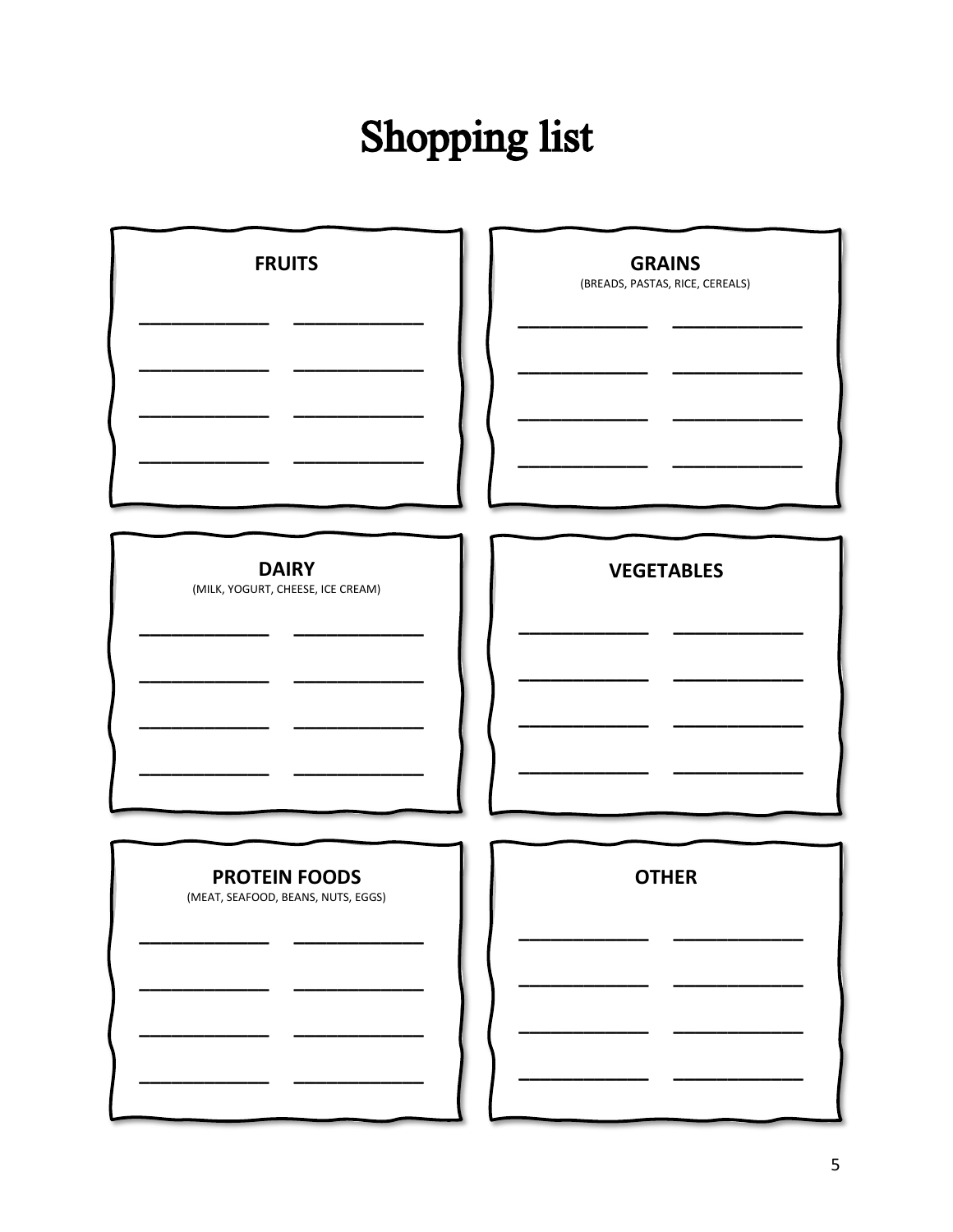# Shopping list

**FRUITS**

____________ ____________

____________ ____________

____________ ____________

____________ ____________

**GRAINS**
(BREADS, PASTAS, RICE, CEREALS)

____________ ____________

____________ ____________

____________ ____________

____________ ____________

**DAIRY**
(MILK, YOGURT, CHEESE, ICE CREAM)

____________ ____________

____________ ____________

____________ ____________

____________ ____________

**VEGETABLES**

____________ ____________

____________ ____________

____________ ____________

____________ ____________

**PROTEIN FOODS**
(MEAT, SEAFOOD, BEANS, NUTS, EGGS)

____________ ____________

____________ ____________

____________ ____________

____________ ____________

**OTHER**

____________ ____________

____________ ____________

____________ ____________

____________ ____________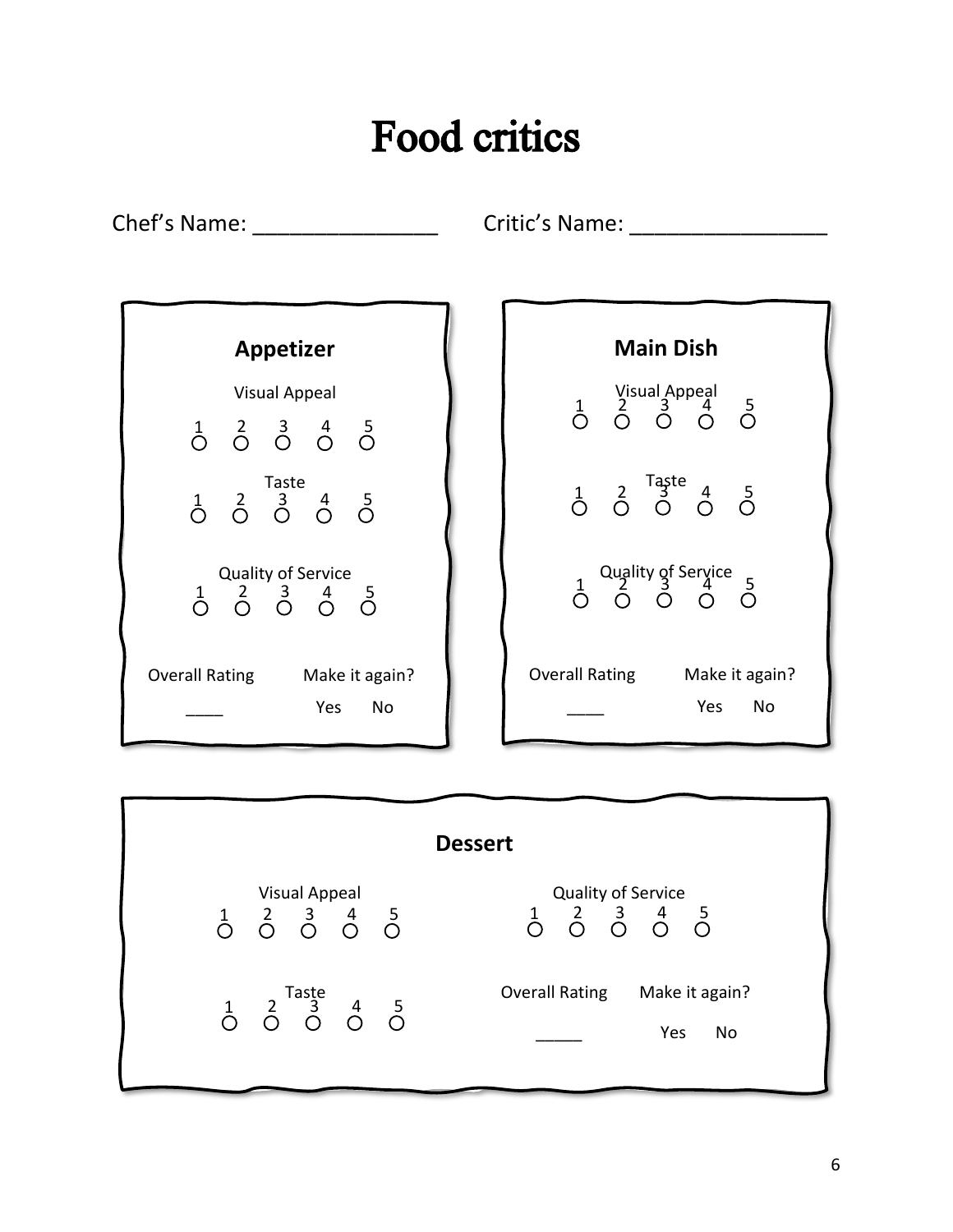# Food critics

Chef's Name: _______________ Critic's Name: ________________

## Appetizer

Visual Appeal

1 ○ 2 ○ 3 ○ 4 ○ 5 ○

Taste

1 ○ 2 ○ 3 ○ 4 ○ 5 ○

Quality of Service

1 ○ 2 ○ 3 ○ 4 ○ 5 ○

Overall Rating ____

Make it again? Yes No

## Main Dish

Visual Appeal

1 ○ 2 ○ 3 ○ 4 ○ 5 ○

Taste

1 ○ 2 ○ 3 ○ 4 ○ 5 ○

Quality of Service

1 ○ 2 ○ 3 ○ 4 ○ 5 ○

Overall Rating ____

Make it again? Yes No

## Dessert

Visual Appeal

1 ○ 2 ○ 3 ○ 4 ○ 5 ○

Taste

1 ○ 2 ○ 3 ○ 4 ○ 5 ○

Quality of Service

1 ○ 2 ○ 3 ○ 4 ○ 5 ○

Overall Rating _____

Make it again? Yes No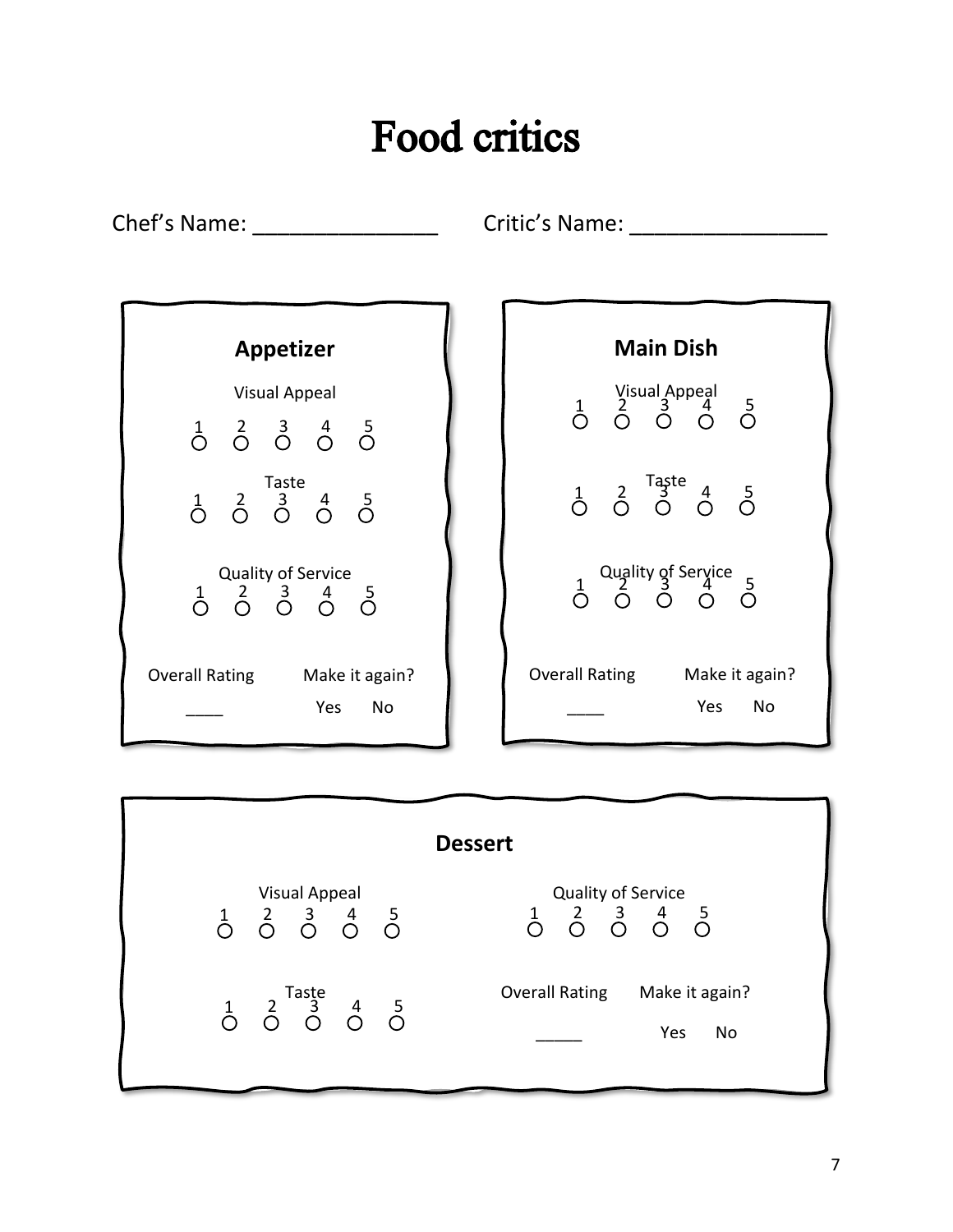# Food critics

Chef's Name: _______________ Critic's Name: ________________

## Appetizer

Visual Appeal

1 ○ 2 ○ 3 ○ 4 ○ 5 ○

Taste

1 ○ 2 ○ 3 ○ 4 ○ 5 ○

Quality of Service

1 ○ 2 ○ 3 ○ 4 ○ 5 ○

Overall Rating ____

Make it again? Yes No

## Main Dish

Visual Appeal

1 ○ 2 ○ 3 ○ 4 ○ 5 ○

Taste

1 ○ 2 ○ 3 ○ 4 ○ 5 ○

Quality of Service

1 ○ 2 ○ 3 ○ 4 ○ 5 ○

Overall Rating ____

Make it again? Yes No

## Dessert

Visual Appeal

1 ○ 2 ○ 3 ○ 4 ○ 5 ○

Taste

1 ○ 2 ○ 3 ○ 4 ○ 5 ○

Quality of Service

1 ○ 2 ○ 3 ○ 4 ○ 5 ○

Overall Rating _____

Make it again? Yes No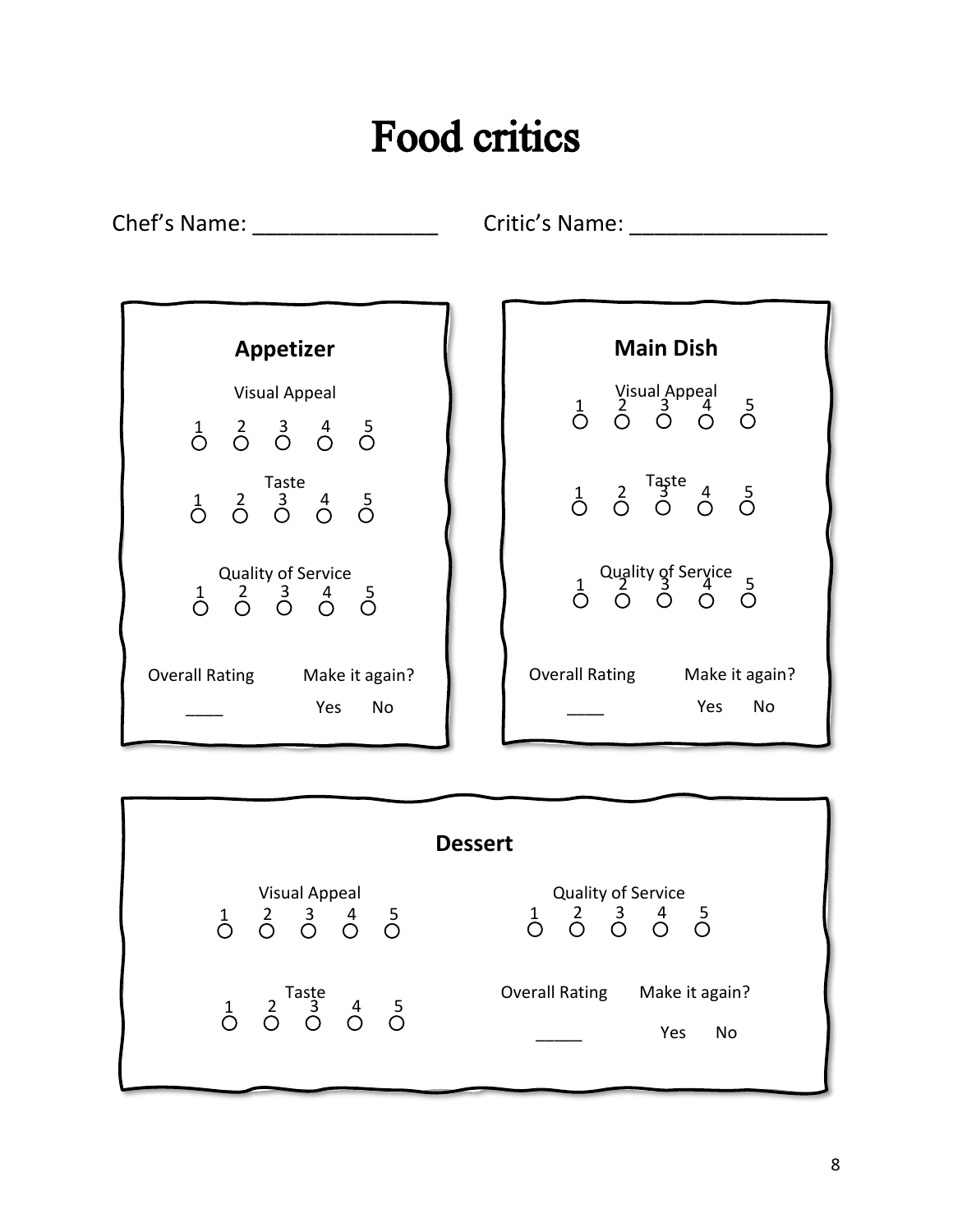# Food critics

Chef's Name: _______________ Critic's Name: ________________

## Appetizer

Visual Appeal

1 ○ 2 ○ 3 ○ 4 ○ 5 ○

Taste

1 ○ 2 ○ 3 ○ 4 ○ 5 ○

Quality of Service

1 ○ 2 ○ 3 ○ 4 ○ 5 ○

Overall Rating ____

Make it again? Yes No

## Main Dish

Visual Appeal

1 ○ 2 ○ 3 ○ 4 ○ 5 ○

Taste

1 ○ 2 ○ 3 ○ 4 ○ 5 ○

Quality of Service

1 ○ 2 ○ 3 ○ 4 ○ 5 ○

Overall Rating ____

Make it again? Yes No

## Dessert

Visual Appeal

1 ○ 2 ○ 3 ○ 4 ○ 5 ○

Taste

1 ○ 2 ○ 3 ○ 4 ○ 5 ○

Quality of Service

1 ○ 2 ○ 3 ○ 4 ○ 5 ○

Overall Rating _____

Make it again? Yes No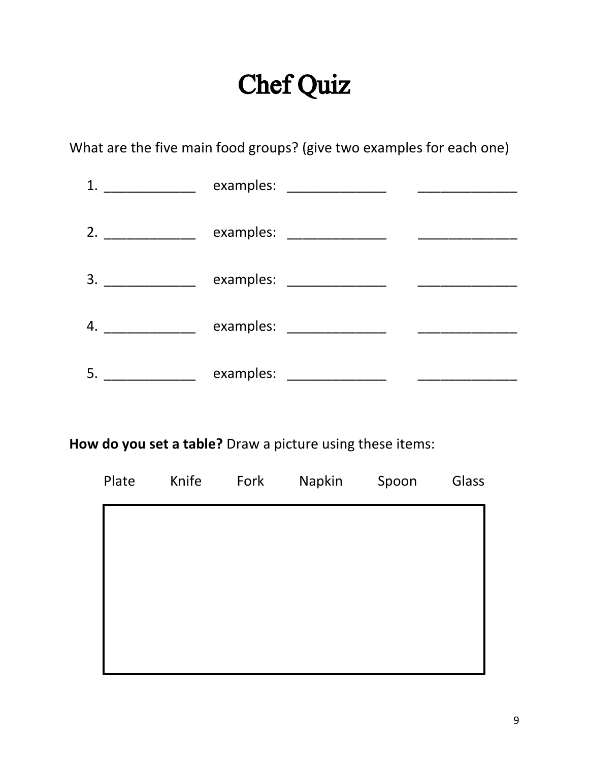# Chef Quiz

What are the five main food groups? (give two examples for each one)

1. ____________ examples: _____________ _____________
2. ____________ examples: _____________ _____________
3. ____________ examples: _____________ _____________
4. ____________ examples: _____________ _____________
5. ____________ examples: _____________ _____________

**How do you set a table?** Draw a picture using these items:

Plate Knife Fork Napkin Spoon Glass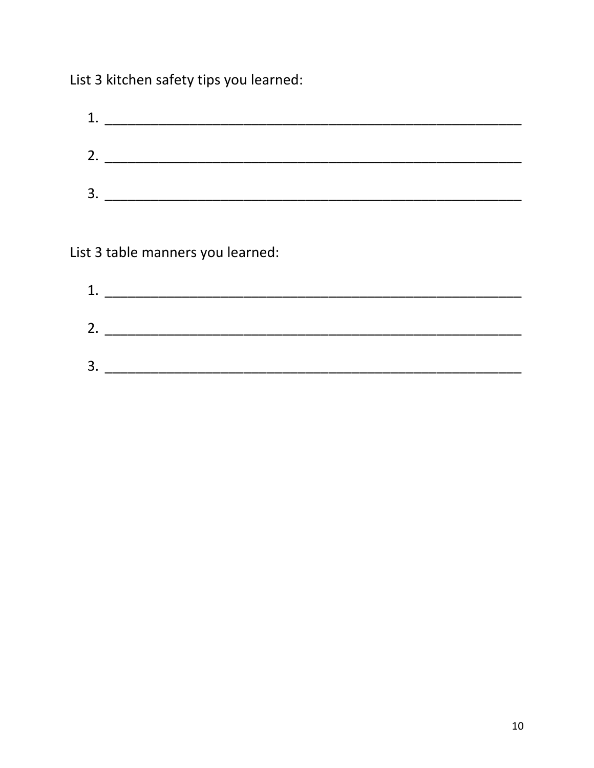List 3 kitchen safety tips you learned:

1. ________________________________________________________

2. ________________________________________________________

3. ________________________________________________________

List 3 table manners you learned:

1. ________________________________________________________

2. ________________________________________________________

3. ________________________________________________________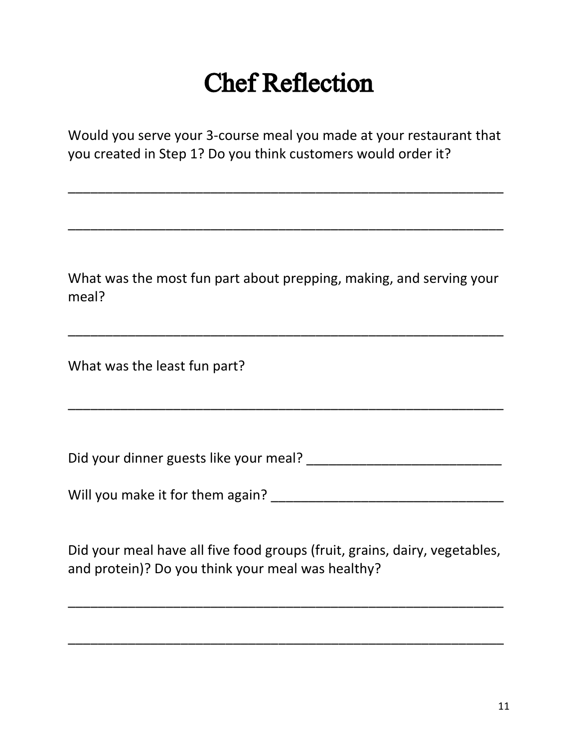# Chef Reflection

Would you serve your 3-course meal you made at your restaurant that you created in Step 1? Do you think customers would order it?

_____________________________________________________________

_____________________________________________________________

What was the most fun part about prepping, making, and serving your meal?

_____________________________________________________________

What was the least fun part?

_____________________________________________________________

Did your dinner guests like your meal? ___________________________

Will you make it for them again? ________________________________

Did your meal have all five food groups (fruit, grains, dairy, vegetables, and protein)? Do you think your meal was healthy?

_____________________________________________________________

_____________________________________________________________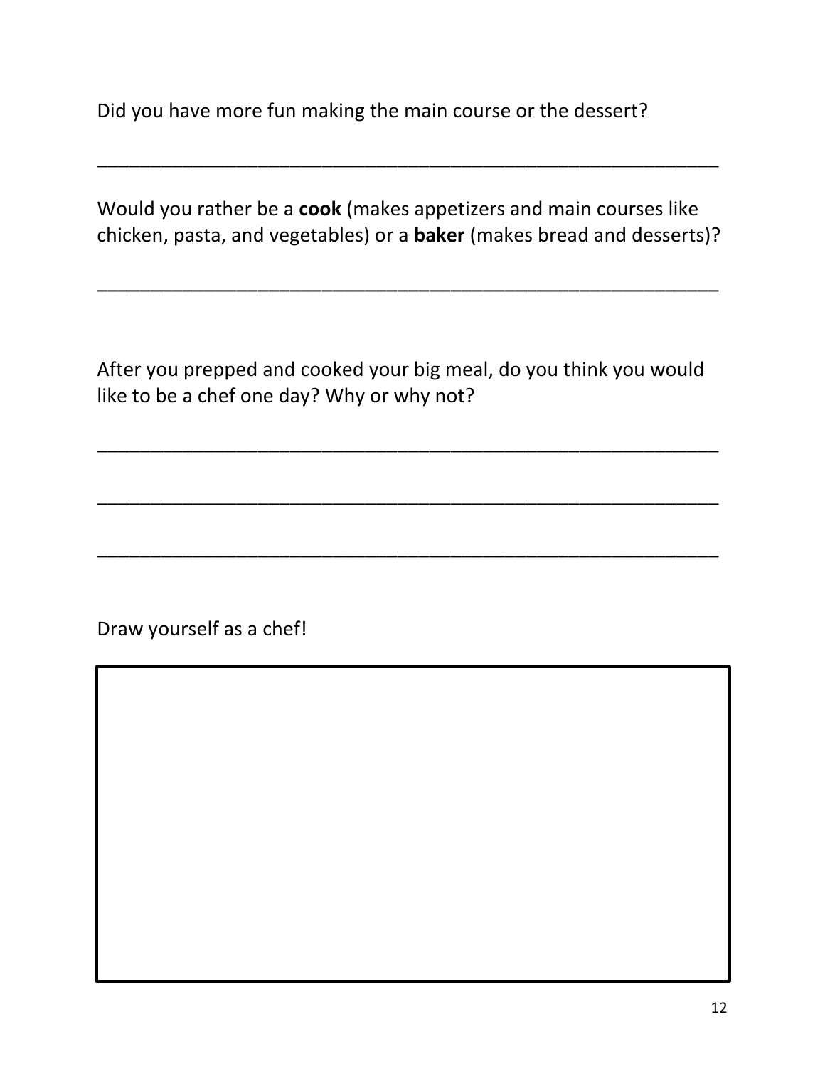Did you have more fun making the main course or the dessert?

_______________________________________________________________

Would you rather be a **cook** (makes appetizers and main courses like chicken, pasta, and vegetables) or a **baker** (makes bread and desserts)?

_______________________________________________________________

After you prepped and cooked your big meal, do you think you would like to be a chef one day? Why or why not?

_______________________________________________________________

_______________________________________________________________

_______________________________________________________________

Draw yourself as a chef!